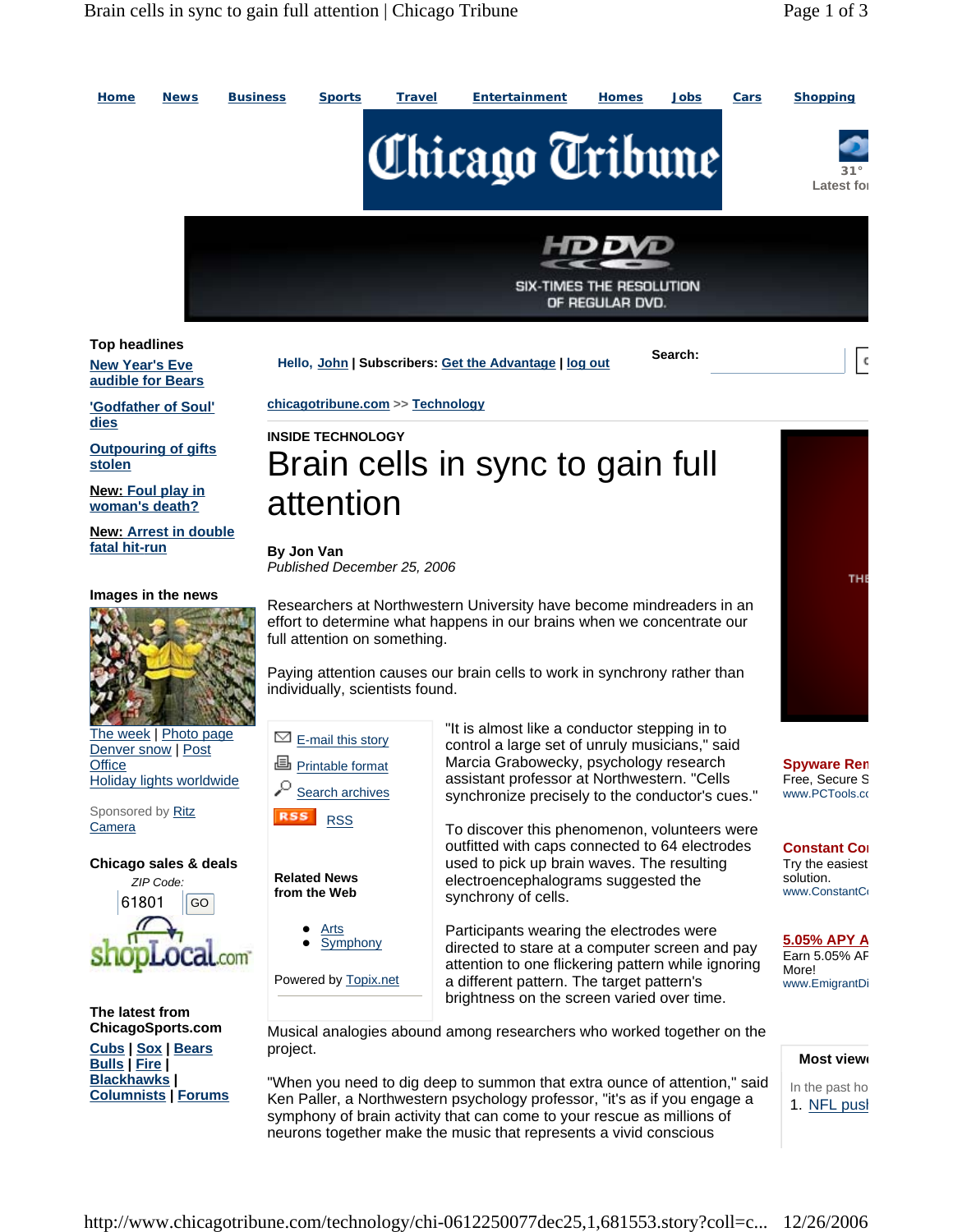Home | News | Business | Sports | Travel | Entertainment | Homes | Jobs | Cars | Shopping

Chicago Tribune

31°
Latest for

HD DVD
SIX-TIMES THE RESOLUTION OF REGULAR DVD.

**Top headlines**

New Year's Eve audible for Bears

'Godfather of Soul' dies

Outpouring of gifts stolen

New: Foul play in woman's death?

New: Arrest in double fatal hit-run

**Images in the news**

The week | Photo page
Denver snow | Post Office
Holiday lights worldwide

Sponsored by Ritz Camera

**Chicago sales & deals**

ZIP Code: 61801 GO

shopLocal.com

**The latest from ChicagoSports.com**

Cubs | Sox | Bears | Bulls | Fire | Blackhawks | Columnists | Forums

Hello, John | Subscribers: Get the Advantage | log out

Search:

chicagotribune.com >> Technology

INSIDE TECHNOLOGY

# Brain cells in sync to gain full attention

**By Jon Van**
*Published December 25, 2006*

Researchers at Northwestern University have become mindreaders in an effort to determine what happens in our brains when we concentrate our full attention on something.

Paying attention causes our brain cells to work in synchrony rather than individually, scientists found.

"It is almost like a conductor stepping in to control a large set of unruly musicians," said Marcia Grabowecky, psychology research assistant professor at Northwestern. "Cells synchronize precisely to the conductor's cues."

To discover this phenomenon, volunteers were outfitted with caps connected to 64 electrodes used to pick up brain waves. The resulting electroencephalograms suggested the synchrony of cells.

Participants wearing the electrodes were directed to stare at a computer screen and pay attention to one flickering pattern while ignoring a different pattern. The target pattern's brightness on the screen varied over time.

Musical analogies abound among researchers who worked together on the project.

"When you need to dig deep to summon that extra ounce of attention," said Ken Paller, a Northwestern psychology professor, "it's as if you engage a symphony of brain activity that can come to your rescue as millions of neurons together make the music that represents a vivid conscious

E-mail this story
Printable format
Search archives
RSS

**Related News from the Web**

- Arts
- Symphony

Powered by Topix.net

**Spyware Ren**
Free, Secure S
www.PCTools.co

**Constant Co**
Try the easiest solution.
www.ConstantC

**5.05% APY A**
Earn 5.05% AP More!
www.EmigrantDi

**Most viewe**

In the past ho

1. NFL pusl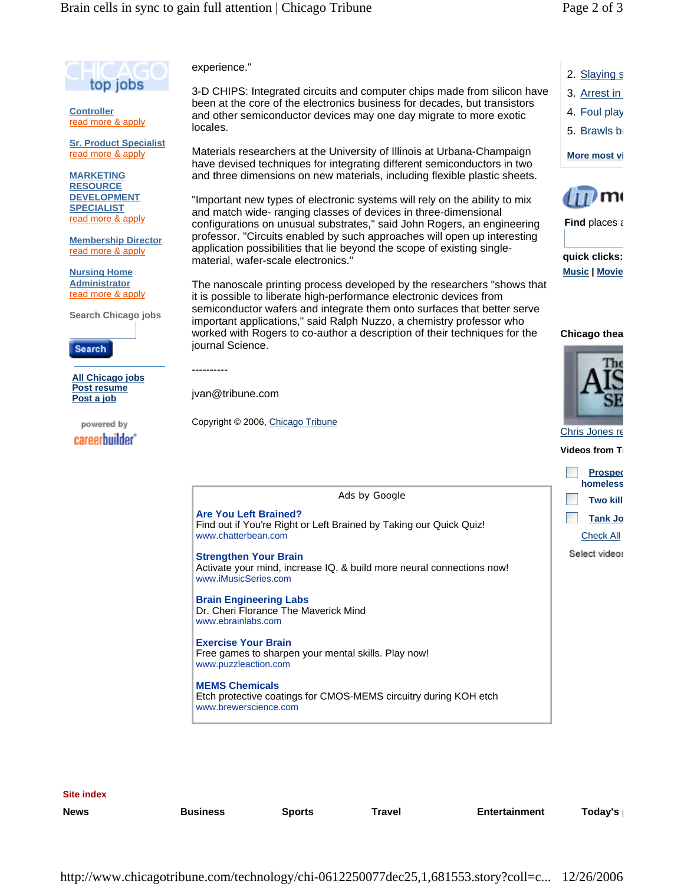experience."

3-D CHIPS: Integrated circuits and computer chips made from silicon have been at the core of the electronics business for decades, but transistors and other semiconductor devices may one day migrate to more exotic locales.

Materials researchers at the University of Illinois at Urbana-Champaign have devised techniques for integrating different semiconductors in two and three dimensions on new materials, including flexible plastic sheets.

"Important new types of electronic systems will rely on the ability to mix and match wide- ranging classes of devices in three-dimensional configurations on unusual substrates," said John Rogers, an engineering professor. "Circuits enabled by such approaches will open up interesting application possibilities that lie beyond the scope of existing single-material, wafer-scale electronics."

The nanoscale printing process developed by the researchers "shows that it is possible to liberate high-performance electronic devices from semiconductor wafers and integrate them onto surfaces that better serve important applications," said Ralph Nuzzo, a chemistry professor who worked with Rogers to co-author a description of their techniques for the journal Science.

----------

jvan@tribune.com

Copyright © 2006, Chicago Tribune

**CHICAGO top jobs**

Controller
read more & apply

Sr. Product Specialist
read more & apply

MARKETING RESOURCE DEVELOPMENT SPECIALIST
read more & apply

Membership Director
read more & apply

Nursing Home Administrator
read more & apply

Search Chicago jobs

Search

All Chicago jobs
Post resume
Post a job

powered by careerbuilder

Ads by Google

**Are You Left Brained?**
Find out if You're Right or Left Brained by Taking our Quick Quiz!
www.chatterbean.com

**Strengthen Your Brain**
Activate your mind, increase IQ, & build more neural connections now!
www.iMusicSeries.com

**Brain Engineering Labs**
Dr. Cheri Florance The Maverick Mind
www.ebrainlabs.com

**Exercise Your Brain**
Free games to sharpen your mental skills. Play now!
www.puzzleaction.com

**MEMS Chemicals**
Etch protective coatings for CMOS-MEMS circuitry during KOH etch
www.brewerscience.com

2. Slaying s
3. Arrest in
4. Foul play
5. Brawls br

More most vi

Find places a

quick clicks:
Music | Movie

Chicago thea

Chris Jones re

Videos from T

Prospec homeless
Two kill
Tank Jo
Check All

Select videos

Site index

News | Business | Sports | Travel | Entertainment | Today's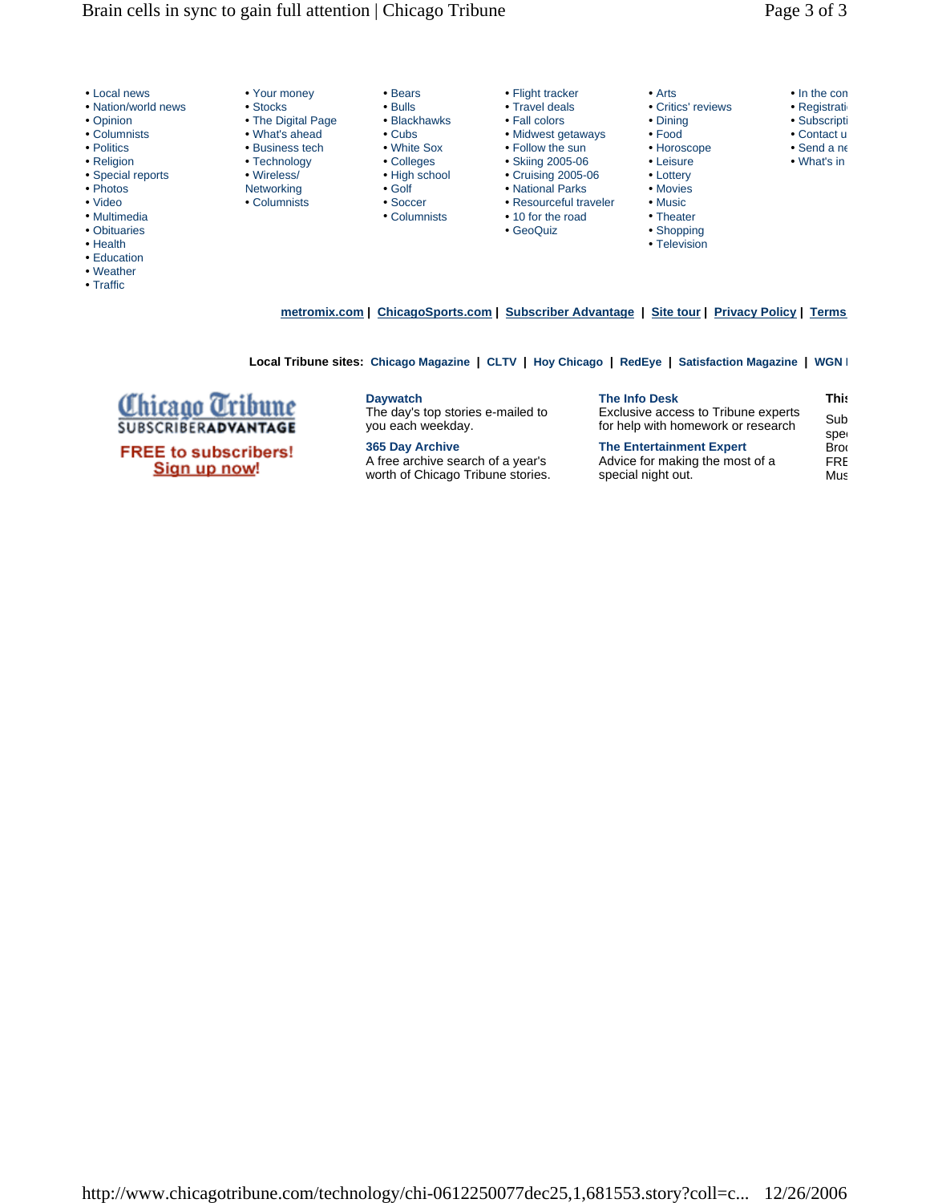- Local news
- Nation/world news
- Opinion
- Columnists
- Politics
- Religion
- Special reports
- Photos
- Video
- Multimedia
- Obituaries
- Health
- Education
- Weather
- Traffic

- Your money
- Stocks
- The Digital Page
- What's ahead
- Business tech
- Technology
- Wireless/ Networking
- Columnists

- Bears
- Bulls
- Blackhawks
- Cubs
- White Sox
- Colleges
- High school
- Golf
- Soccer
- Columnists

- Flight tracker
- Travel deals
- Fall colors
- Midwest getaways
- Follow the sun
- Skiing 2005-06
- Cruising 2005-06
- National Parks
- Resourceful traveler
- 10 for the road
- GeoQuiz

- Arts
- Critics' reviews
- Dining
- Food
- Horoscope
- Leisure
- Lottery
- Movies
- Music
- Theater
- Shopping
- Television

- In the con
- Registrati
- Subscripti
- Contact u
- Send a ne
- What's in

**metromix.com** | **ChicagoSports.com** | **Subscriber Advantage** | **Site tour** | **Privacy Policy** | **Terms**

**Local Tribune sites:** **Chicago Magazine** | **CLTV** | **Hoy Chicago** | **RedEye** | **Satisfaction Magazine** | **WGN I**

Chicago Tribune SUBSCRIBER**ADVANTAGE**

**FREE to subscribers!**
**Sign up now!**

**Daywatch**
The day's top stories e-mailed to you each weekday.

**365 Day Archive**
A free archive search of a year's worth of Chicago Tribune stories.

**The Info Desk**
Exclusive access to Tribune experts for help with homework or research

**The Entertainment Expert**
Advice for making the most of a special night out.

**Thi**
Sub
spe
Bro
FRE
Mus

http://www.chicagotribune.com/technology/chi-0612250077dec25,1,681553.story?coll=c... 12/26/2006